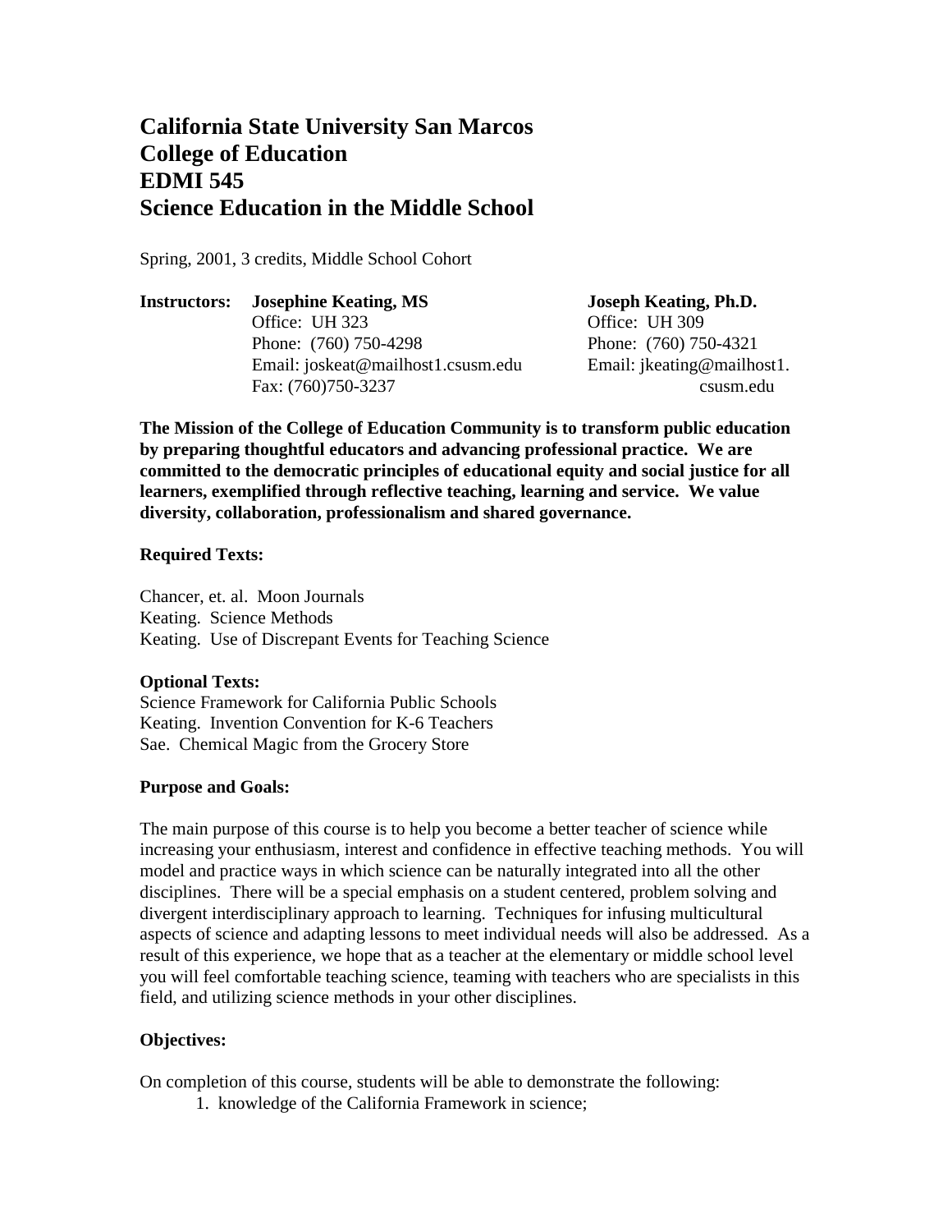# California State University San Marcos
# College of Education
# EDMI 545
# Science Education in the Middle School

Spring, 2001, 3 credits, Middle School Cohort

**Instructors:**

**Josephine Keating, MS**
Office: UH 323
Phone: (760) 750-4298
Email: joskeat@mailhost1.csusm.edu
Fax: (760)750-3237

**Joseph Keating, Ph.D.**
Office: UH 309
Phone: (760) 750-4321
Email: jkeating@mailhost1.csusm.edu

**The Mission of the College of Education Community is to transform public education by preparing thoughtful educators and advancing professional practice. We are committed to the democratic principles of educational equity and social justice for all learners, exemplified through reflective teaching, learning and service. We value diversity, collaboration, professionalism and shared governance.**

**Required Texts:**

Chancer, et. al. Moon Journals
Keating. Science Methods
Keating. Use of Discrepant Events for Teaching Science

**Optional Texts:**
Science Framework for California Public Schools
Keating. Invention Convention for K-6 Teachers
Sae. Chemical Magic from the Grocery Store

**Purpose and Goals:**

The main purpose of this course is to help you become a better teacher of science while increasing your enthusiasm, interest and confidence in effective teaching methods. You will model and practice ways in which science can be naturally integrated into all the other disciplines. There will be a special emphasis on a student centered, problem solving and divergent interdisciplinary approach to learning. Techniques for infusing multicultural aspects of science and adapting lessons to meet individual needs will also be addressed. As a result of this experience, we hope that as a teacher at the elementary or middle school level you will feel comfortable teaching science, teaming with teachers who are specialists in this field, and utilizing science methods in your other disciplines.

**Objectives:**

On completion of this course, students will be able to demonstrate the following:

1. knowledge of the California Framework in science;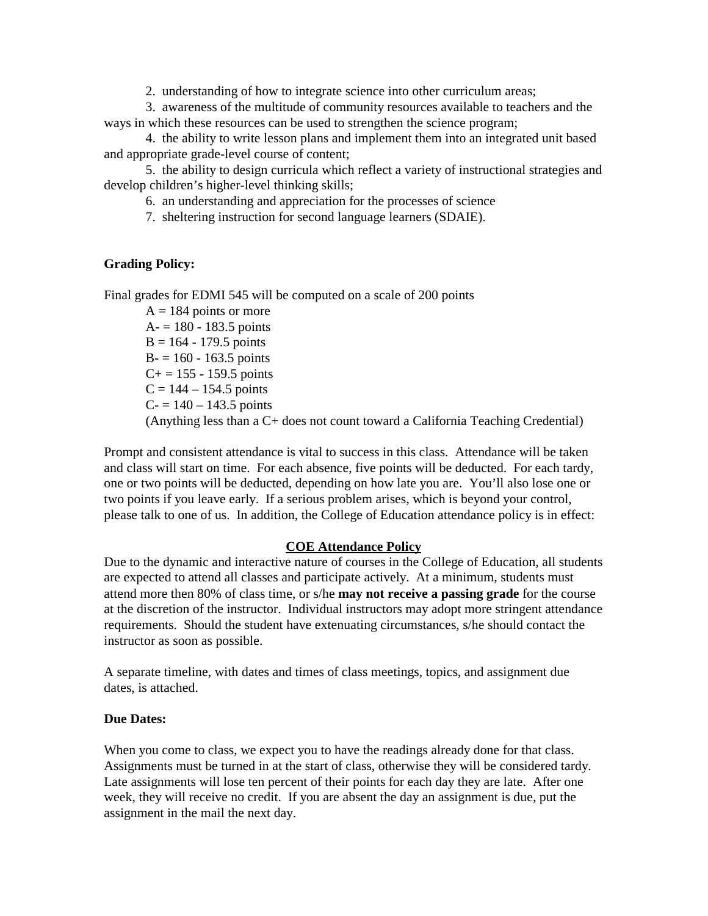2. understanding of how to integrate science into other curriculum areas;

3. awareness of the multitude of community resources available to teachers and the ways in which these resources can be used to strengthen the science program;

4. the ability to write lesson plans and implement them into an integrated unit based and appropriate grade-level course of content;

5. the ability to design curricula which reflect a variety of instructional strategies and develop children's higher-level thinking skills;

6. an understanding and appreciation for the processes of science

7. sheltering instruction for second language learners (SDAIE).

**Grading Policy:**

Final grades for EDMI 545 will be computed on a scale of 200 points

A = 184 points or more
A- = 180 - 183.5 points
B = 164 - 179.5 points
B- = 160 - 163.5 points
C+ = 155 - 159.5 points
C = 144 – 154.5 points
C- = 140 – 143.5 points
(Anything less than a C+ does not count toward a California Teaching Credential)

Prompt and consistent attendance is vital to success in this class. Attendance will be taken and class will start on time. For each absence, five points will be deducted. For each tardy, one or two points will be deducted, depending on how late you are. You'll also lose one or two points if you leave early. If a serious problem arises, which is beyond your control, please talk to one of us. In addition, the College of Education attendance policy is in effect:

**COE Attendance Policy**

Due to the dynamic and interactive nature of courses in the College of Education, all students are expected to attend all classes and participate actively. At a minimum, students must attend more then 80% of class time, or s/he **may not receive a passing grade** for the course at the discretion of the instructor. Individual instructors may adopt more stringent attendance requirements. Should the student have extenuating circumstances, s/he should contact the instructor as soon as possible.

A separate timeline, with dates and times of class meetings, topics, and assignment due dates, is attached.

**Due Dates:**

When you come to class, we expect you to have the readings already done for that class. Assignments must be turned in at the start of class, otherwise they will be considered tardy. Late assignments will lose ten percent of their points for each day they are late. After one week, they will receive no credit. If you are absent the day an assignment is due, put the assignment in the mail the next day.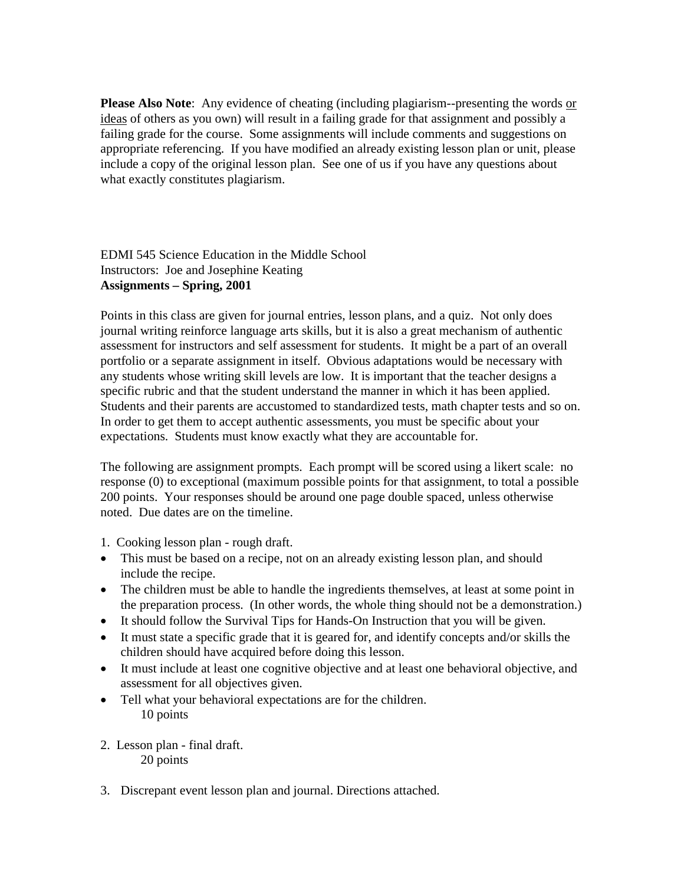**Please Also Note**: Any evidence of cheating (including plagiarism--presenting the words <u>or ideas</u> of others as you own) will result in a failing grade for that assignment and possibly a failing grade for the course. Some assignments will include comments and suggestions on appropriate referencing. If you have modified an already existing lesson plan or unit, please include a copy of the original lesson plan. See one of us if you have any questions about what exactly constitutes plagiarism.

EDMI 545 Science Education in the Middle School
Instructors: Joe and Josephine Keating
**Assignments – Spring, 2001**

Points in this class are given for journal entries, lesson plans, and a quiz. Not only does journal writing reinforce language arts skills, but it is also a great mechanism of authentic assessment for instructors and self assessment for students. It might be a part of an overall portfolio or a separate assignment in itself. Obvious adaptations would be necessary with any students whose writing skill levels are low. It is important that the teacher designs a specific rubric and that the student understand the manner in which it has been applied. Students and their parents are accustomed to standardized tests, math chapter tests and so on. In order to get them to accept authentic assessments, you must be specific about your expectations. Students must know exactly what they are accountable for.

The following are assignment prompts. Each prompt will be scored using a likert scale: no response (0) to exceptional (maximum possible points for that assignment, to total a possible 200 points. Your responses should be around one page double spaced, unless otherwise noted. Due dates are on the timeline.

1. Cooking lesson plan - rough draft.

- This must be based on a recipe, not on an already existing lesson plan, and should include the recipe.
- The children must be able to handle the ingredients themselves, at least at some point in the preparation process. (In other words, the whole thing should not be a demonstration.)
- It should follow the Survival Tips for Hands-On Instruction that you will be given.
- It must state a specific grade that it is geared for, and identify concepts and/or skills the children should have acquired before doing this lesson.
- It must include at least one cognitive objective and at least one behavioral objective, and assessment for all objectives given.
- Tell what your behavioral expectations are for the children.

  10 points

2. Lesson plan - final draft.

   20 points

3. Discrepant event lesson plan and journal. Directions attached.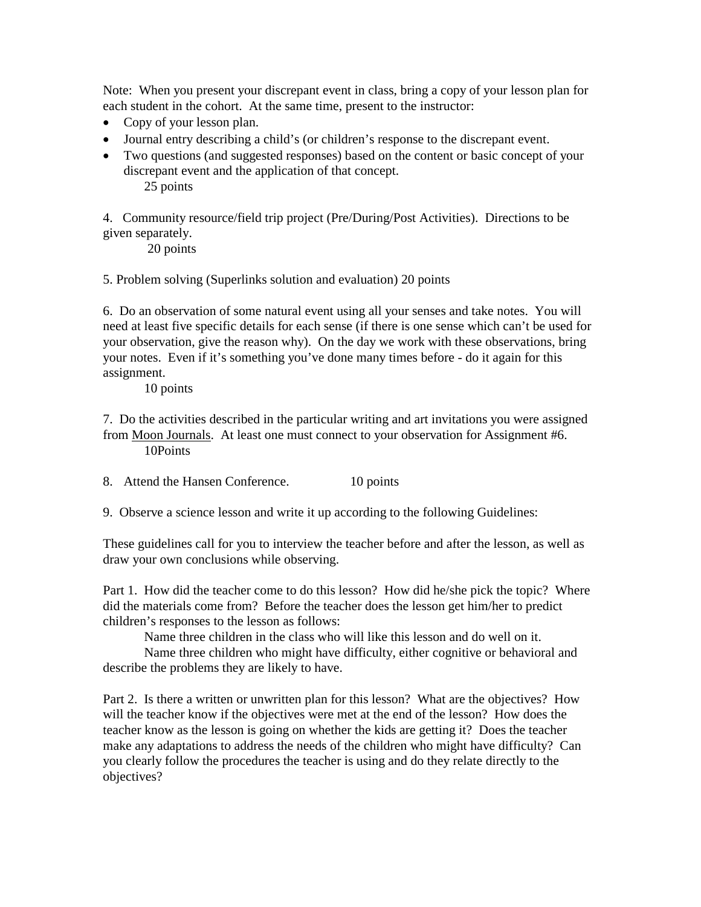Note: When you present your discrepant event in class, bring a copy of your lesson plan for each student in the cohort. At the same time, present to the instructor:

- Copy of your lesson plan.
- Journal entry describing a child's (or children's response to the discrepant event.
- Two questions (and suggested responses) based on the content or basic concept of your discrepant event and the application of that concept.

    25 points

4. Community resource/field trip project (Pre/During/Post Activities). Directions to be given separately.

    20 points

5. Problem solving (Superlinks solution and evaluation) 20 points

6. Do an observation of some natural event using all your senses and take notes. You will need at least five specific details for each sense (if there is one sense which can't be used for your observation, give the reason why). On the day we work with these observations, bring your notes. Even if it's something you've done many times before - do it again for this assignment.

    10 points

7. Do the activities described in the particular writing and art invitations you were assigned from Moon Journals. At least one must connect to your observation for Assignment #6.

    10Points

8. Attend the Hansen Conference. 10 points

9. Observe a science lesson and write it up according to the following Guidelines:

These guidelines call for you to interview the teacher before and after the lesson, as well as draw your own conclusions while observing.

Part 1. How did the teacher come to do this lesson? How did he/she pick the topic? Where did the materials come from? Before the teacher does the lesson get him/her to predict children's responses to the lesson as follows:

Name three children in the class who will like this lesson and do well on it.

Name three children who might have difficulty, either cognitive or behavioral and describe the problems they are likely to have.

Part 2. Is there a written or unwritten plan for this lesson? What are the objectives? How will the teacher know if the objectives were met at the end of the lesson? How does the teacher know as the lesson is going on whether the kids are getting it? Does the teacher make any adaptations to address the needs of the children who might have difficulty? Can you clearly follow the procedures the teacher is using and do they relate directly to the objectives?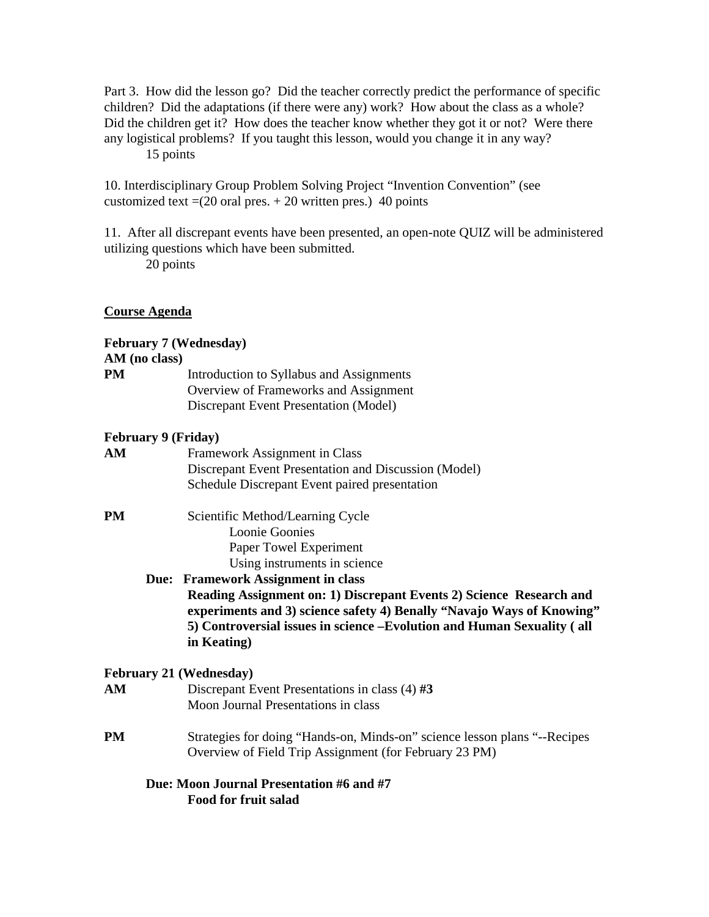Part 3. How did the lesson go? Did the teacher correctly predict the performance of specific children? Did the adaptations (if there were any) work? How about the class as a whole? Did the children get it? How does the teacher know whether they got it or not? Were there any logistical problems? If you taught this lesson, would you change it in any way?
15 points

10. Interdisciplinary Group Problem Solving Project "Invention Convention" (see customized text =(20 oral pres. + 20 written pres.) 40 points

11. After all discrepant events have been presented, an open-note QUIZ will be administered utilizing questions which have been submitted.
20 points

__Course Agenda__

**February 7 (Wednesday)**
**AM (no class)**
**PM** Introduction to Syllabus and Assignments
Overview of Frameworks and Assignment
Discrepant Event Presentation (Model)

**February 9 (Friday)**
**AM** Framework Assignment in Class
Discrepant Event Presentation and Discussion (Model)
Schedule Discrepant Event paired presentation

**PM** Scientific Method/Learning Cycle
Loonie Goonies
Paper Towel Experiment
Using instruments in science

**Due: Framework Assignment in class**
**Reading Assignment on: 1) Discrepant Events 2) Science Research and experiments and 3) science safety 4) Benally "Navajo Ways of Knowing" 5) Controversial issues in science –Evolution and Human Sexuality ( all in Keating)**

**February 21 (Wednesday)**
**AM** Discrepant Event Presentations in class (4) **#3**
Moon Journal Presentations in class

**PM** Strategies for doing "Hands-on, Minds-on" science lesson plans "--Recipes
Overview of Field Trip Assignment (for February 23 PM)

**Due: Moon Journal Presentation #6 and #7**
**Food for fruit salad**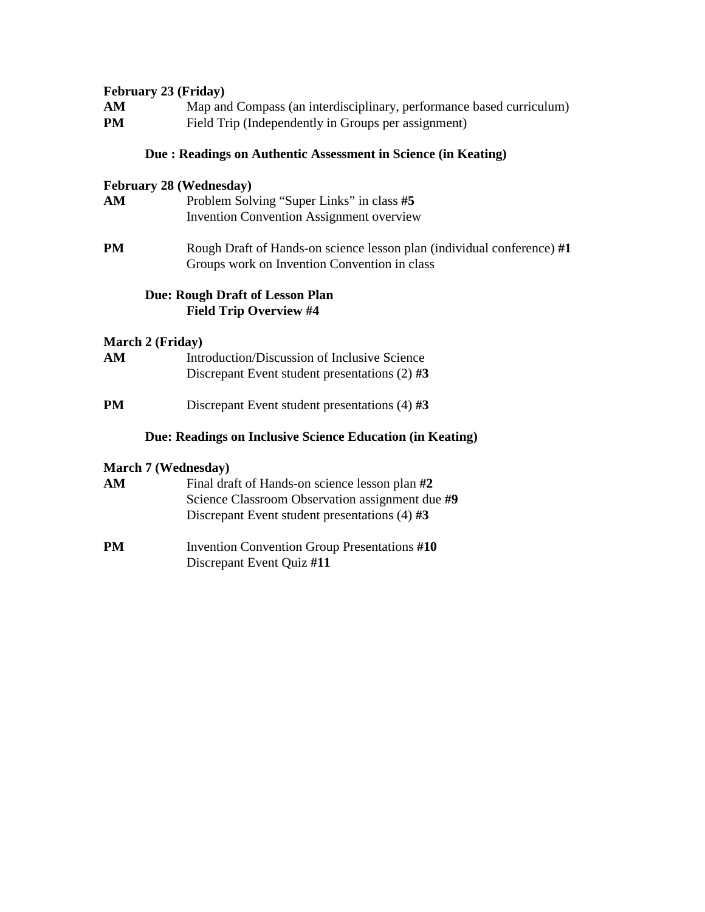**February 23 (Friday)**

**AM** Map and Compass (an interdisciplinary, performance based curriculum)

**PM** Field Trip (Independently in Groups per assignment)

**Due : Readings on Authentic Assessment in Science (in Keating)**

**February 28 (Wednesday)**

**AM** Problem Solving "Super Links" in class **#5**
Invention Convention Assignment overview

**PM** Rough Draft of Hands-on science lesson plan (individual conference) **#1**
Groups work on Invention Convention in class

**Due: Rough Draft of Lesson Plan**
**Field Trip Overview #4**

**March 2 (Friday)**

**AM** Introduction/Discussion of Inclusive Science
Discrepant Event student presentations (2) **#3**

**PM** Discrepant Event student presentations (4) **#3**

**Due: Readings on Inclusive Science Education (in Keating)**

**March 7 (Wednesday)**

**AM** Final draft of Hands-on science lesson plan **#2**
Science Classroom Observation assignment due **#9**
Discrepant Event student presentations (4) **#3**

**PM** Invention Convention Group Presentations **#10**
Discrepant Event Quiz **#11**